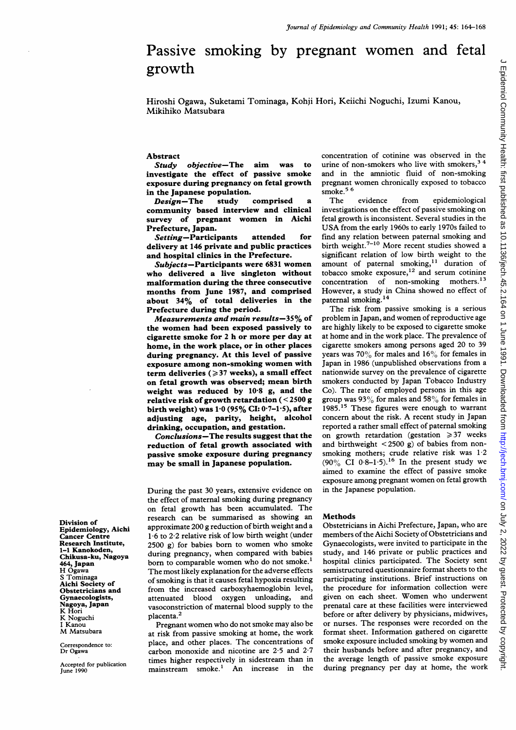# Passive smoking by pregnant women and fetal growth

Hiroshi Ogawa, Suketami Tominaga, Kohji Hori, Keiichi Noguchi, Izumi Kanou, Mikihiko Matsubara

## Abstract

***Study objective*—The aim was to investigate the effect of passive smoke exposure during pregnancy on fetal growth in the Japanese population.**

***Design*—The study comprised a community based interview and clinical survey of pregnant women in Aichi Prefecture, Japan.**

***Setting*—Participants attended for delivery at 146 private and public practices and hospital clinics in the Prefecture.**

***Subjects*—Participants were 6831 women who delivered a live singleton without malformation during the three consecutive months from June 1987, and comprised about 34% of total deliveries in the Prefecture during the period.**

***Measurements and main results*—35% of the women had been exposed passively to cigarette smoke for 2 h or more per day at home, in the work place, or in other places during pregnancy. At this level of passive exposure among non-smoking women with term deliveries (≥37 weeks), a small effect on fetal growth was observed; mean birth weight was reduced by 10·8 g, and the relative risk of growth retardation (<2500 g birth weight) was 1·0 (95% CI: 0·7–1·5), after adjusting age, parity, height, alcohol drinking, occupation, and gestation.**

***Conclusions*—The results suggest that the reduction of fetal growth associated with passive smoke exposure during pregnancy may be small in Japanese population.**

During the past 30 years, extensive evidence on the effect of maternal smoking during pregnancy on fetal growth has been accumulated. The research can be summarised as showing an approximate 200 g reduction of birth weight and a 1·6 to 2·2 relative risk of low birth weight (under 2500 g) for babies born to women who smoke during pregnancy, when compared with babies born to comparable women who do not smoke.[1] The most likely explanation for the adverse effects of smoking is that it causes fetal hypoxia resulting from the increased carboxyhaemoglobin level, attenuated blood oxygen unloading, and vasoconstriction of maternal blood supply to the placenta.[2]

Pregnant women who do not smoke may also be at risk from passive smoking at home, the work place, and other places. The concentrations of carbon monoxide and nicotine are 2·5 and 2·7 times higher respectively in sidestream than in mainstream smoke.[1] An increase in the concentration of cotinine was observed in the urine of non-smokers who live with smokers,[3,4] and in the amniotic fluid of non-smoking pregnant women chronically exposed to tobacco smoke.[5,6]

The evidence from epidemiological investigations on the effect of passive smoking on fetal growth is inconsistent. Several studies in the USA from the early 1960s to early 1970s failed to find any relation between paternal smoking and birth weight.[7–10] More recent studies showed a significant relation of low birth weight to the amount of paternal smoking,[11] duration of tobacco smoke exposure,[12] and serum cotinine concentration of non-smoking mothers.[13] However, a study in China showed no effect of paternal smoking.[14]

The risk from passive smoking is a serious problem in Japan, and women of reproductive age are highly likely to be exposed to cigarette smoke at home and in the work place. The prevalence of cigarette smokers among persons aged 20 to 39 years was 70% for males and 16% for females in Japan in 1986 (unpublished observations from a nationwide survey on the prevalence of cigarette smokers conducted by Japan Tobacco Industry Co). The rate of employed persons in this age group was 93% for males and 58% for females in 1985.[15] These figures were enough to warrant concern about the risk. A recent study in Japan reported a rather small effect of paternal smoking on growth retardation (gestation ≥37 weeks and birthweight <2500 g) of babies from non-smoking mothers; crude relative risk was 1·2 (90% CI 0·8–1·5).[16] In the present study we aimed to examine the effect of passive smoke exposure among pregnant women on fetal growth in the Japanese population.

## Methods

Obstetricians in Aichi Prefecture, Japan, who are members of the Aichi Society of Obstetricians and Gynaecologists, were invited to participate in the study, and 146 private or public practices and hospital clinics participated. The Society sent semistructured questionnaire format sheets to the participating institutions. Brief instructions on the procedure for information collection were given on each sheet. Women who underwent prenatal care at these facilities were interviewed before or after delivery by physicians, midwives, or nurses. The responses were recorded on the format sheet. Information gathered on cigarette smoke exposure included smoking by women and their husbands before and after pregnancy, and the average length of passive smoke exposure during pregnancy per day at home, the work

Division of Epidemiology, Aichi Cancer Centre Research Institute, 1-1 Kanokoden, Chikusa-ku, Nagoya 464, Japan
H Ogawa
S Tominaga

Aichi Society of Obstetricians and Gynaecologists, Nagoya, Japan
K Hori
K Noguchi
I Kanou
M Matsubara

Correspondence to: Dr Ogawa

Accepted for publication June 1990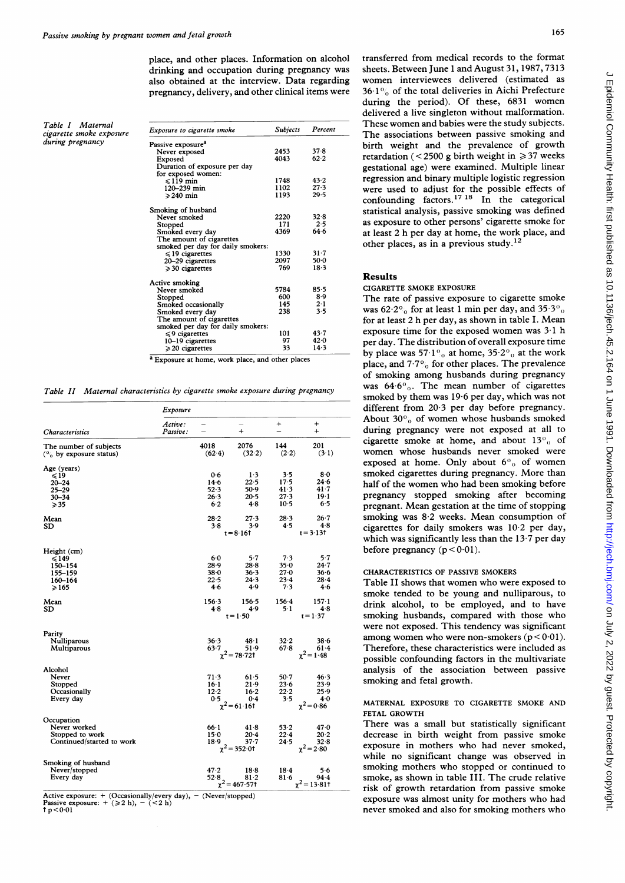place, and other places. Information on alcohol drinking and occupation during pregnancy was also obtained at the interview. Data regarding pregnancy, delivery, and other clinical items were transferred from medical records to the format sheets. Between June 1 and August 31, 1987, 7313 women interviewees delivered (estimated as 36·1% of the total deliveries in Aichi Prefecture during the period). Of these, 6831 women delivered a live singleton without malformation. These women and babies were the study subjects. The associations between passive smoking and birth weight and the prevalence of growth retardation (< 2500 g birth weight in ≥ 37 weeks gestational age) were examined. Multiple linear regression and binary multiple logistic regression were used to adjust for the possible effects of confounding factors.[17 18] In the categorical statistical analysis, passive smoking was defined as exposure to other persons' cigarette smoke for at least 2 h per day at home, the work place, and other places, as in a previous study.[12]

*Table I Maternal cigarette smoke exposure during pregnancy*

| Exposure to cigarette smoke | Subjects | Percent |
|---|---|---|
| Passive exposure[a] | | |
| Never exposed | 2453 | 37·8 |
| Exposed | 4043 | 62·2 |
| Duration of exposure per day for exposed women: | | |
| ≤119 min | 1748 | 43·2 |
| 120–239 min | 1102 | 27·3 |
| ≥240 min | 1193 | 29·5 |
| Smoking of husband | | |
| Never smoked | 2220 | 32·8 |
| Stopped | 171 | 2·5 |
| Smoked every day | 4369 | 64·6 |
| The amount of cigarettes smoked per day for daily smokers: | | |
| ≤19 cigarettes | 1330 | 31·7 |
| 20–29 cigarettes | 2097 | 50·0 |
| ≥30 cigarettes | 769 | 18·3 |
| Active smoking | | |
| Never smoked | 5784 | 85·5 |
| Stopped | 600 | 8·9 |
| Smoked occasionally | 145 | 2·1 |
| Smoked every day | 238 | 3·5 |
| The amount of cigarettes smoked per day for daily smokers: | | |
| ≤9 cigarettes | 101 | 43·7 |
| 10–19 cigarettes | 97 | 42·0 |
| ≥20 cigarettes | 33 | 14·3 |

[a] Exposure at home, work place, and other places

*Table II Maternal characteristics by cigarette smoke exposure during pregnancy*

| Characteristics | Active: − Passive: − | Active: − Passive: + | Active: + Passive: − | Active: + Passive: + |
|---|---|---|---|---|
| The number of subjects (% by exposure status) | 4018 (62·4) | 2076 (32·2) | 144 (2·2) | 201 (3·1) |
| Age (years) | | | | |
| ≤19 | 0·6 | 1·3 | 3·5 | 8·0 |
| 20–24 | 14·6 | 22·5 | 17·5 | 24·6 |
| 25–29 | 52·3 | 50·9 | 41·3 | 41·7 |
| 30–34 | 26·3 | 20·5 | 27·3 | 19·1 |
| ≥35 | 6·2 | 4·8 | 10·5 | 6·5 |
| Mean | 28·2 | 27·3 | 28·3 | 26·7 |
| SD | 3·8 | 3·9 | 4·5 | 4·8 |
| | t=8·16† | | t=3·13† | |
| Height (cm) | | | | |
| ≤149 | 6·0 | 5·7 | 7·3 | 5·7 |
| 150–154 | 28·9 | 28·8 | 35·0 | 24·7 |
| 155–159 | 38·0 | 36·3 | 27·0 | 36·6 |
| 160–164 | 22·5 | 24·3 | 23·4 | 28·4 |
| ≥165 | 4·6 | 4·9 | 7·3 | 4·6 |
| Mean | 156·3 | 156·5 | 156·4 | 157·1 |
| SD | 4·8 | 4·9 | 5·1 | 4·8 |
| | t=1·50 | | t=1·37 | |
| Parity | | | | |
| Nulliparous | 36·3 | 48·1 | 32·2 | 38·6 |
| Multiparous | 63·7 | 51·9 | 67·8 | 61·4 |
| | $\chi^2$=78·72† | | $\chi^2$=1·48 | |
| Alcohol | | | | |
| Never | 71·3 | 61·5 | 50·7 | 46·3 |
| Stopped | 16·1 | 21·9 | 23·6 | 23·9 |
| Occasionally | 12·2 | 16·2 | 22·2 | 25·9 |
| Every day | 0·5 | 0·4 | 3·5 | 4·0 |
| | $\chi^2$=61·16† | | $\chi^2$=0·86 | |
| Occupation | | | | |
| Never worked | 66·1 | 41·8 | 53·2 | 47·0 |
| Stopped to work | 15·0 | 20·4 | 22·4 | 20·2 |
| Continued/started to work | 18·9 | 37·7 | 24·5 | 32·8 |
| | $\chi^2$=352·0† | | $\chi^2$=2·80 | |
| Smoking of husband | | | | |
| Never/stopped | 47·2 | 18·8 | 18·4 | 5·6 |
| Every day | 52·8 | 81·2 | 81·6 | 94·4 |
| | $\chi^2$=467·57† | | $\chi^2$=13·81† | |

Active exposure: + (Occasionally/every day), − (Never/stopped)
Passive exposure: + (≥2 h), − (<2 h)
† p<0·01

## Results

### CIGARETTE SMOKE EXPOSURE

The rate of passive exposure to cigarette smoke was 62·2% for at least 1 min per day, and 35·3% for at least 2 h per day, as shown in table I. Mean exposure time for the exposed women was 3·1 h per day. The distribution of overall exposure time by place was 57·1% at home, 35·2% at the work place, and 7·7% for other places. The prevalence of smoking among husbands during pregnancy was 64·6%. The mean number of cigarettes smoked by them was 19·6 per day, which was not different from 20·3 per day before pregnancy. About 30% of women whose husbands smoked during pregnancy were not exposed at all to cigarette smoke at home, and about 13% of women whose husbands never smoked were exposed at home. Only about 6% of women smoked cigarettes during pregnancy. More than half of the women who had been smoking before pregnancy stopped smoking after becoming pregnant. Mean gestation at the time of stopping smoking was 8·2 weeks. Mean consumption of cigarettes for daily smokers was 10·2 per day, which was significantly less than the 13·7 per day before pregnancy ($p < 0.01$).

### CHARACTERISTICS OF PASSIVE SMOKERS

Table II shows that women who were exposed to smoke tended to be young and nulliparous, to drink alcohol, to be employed, and to have smoking husbands, compared with those who were not exposed. This tendency was significant among women who were non-smokers ($p < 0.01$). Therefore, these characteristics were included as possible confounding factors in the multivariate analysis of the association between passive smoking and fetal growth.

### MATERNAL EXPOSURE TO CIGARETTE SMOKE AND FETAL GROWTH

There was a small but statistically significant decrease in birth weight from passive smoke exposure in mothers who had never smoked, while no significant change was observed in smoking mothers who stopped or continued to smoke, as shown in table III. The crude relative risk of growth retardation from passive smoke exposure was almost unity for mothers who had never smoked and also for smoking mothers who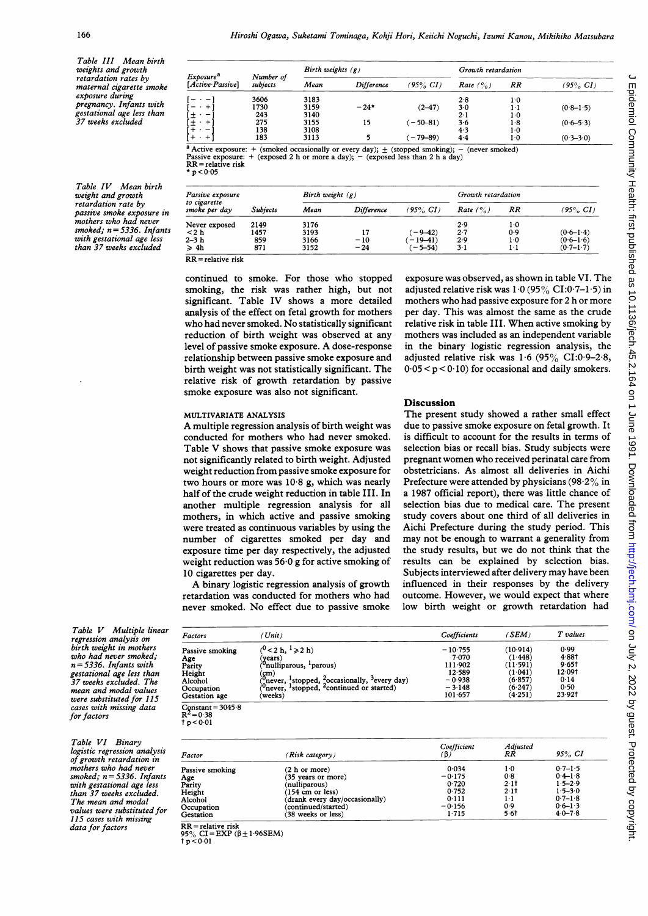Table III Mean birth weights and growth retardation rates by maternal cigarette smoke exposure during pregnancy. Infants with gestational age less than 37 weeks excluded

| Exposure[a] [Active·Passive] | Number of subjects | Birth weights (g) | | | Growth retardation | | |
|---|---|---|---|---|---|---|---|
| | | Mean | Difference | (95% CI) | Rate (%) | RR | (95% CI) |
| [− · −] | 3606 | 3183 | | | 2·8 | 1·0 | |
| [− · +] | 1730 | 3159 | −24* | (2–47) | 3·0 | 1·1 | (0·8–1·5) |
| [± · −] | 243 | 3140 | | | 2·1 | 1·0 | |
| [± · +] | 275 | 3155 | 15 | (−50–81) | 3·6 | 1·8 | (0·6–5·3) |
| [+ · −] | 138 | 3108 | | | 4·3 | 1·0 | |
| [+ · +] | 183 | 3113 | 5 | (−79–89) | 4·4 | 1·0 | (0·3–3·0) |

[a] Active exposure: + (smoked occasionally or every day); ± (stopped smoking); − (never smoked)
Passive exposure: + (exposed 2 h or more a day); − (exposed less than 2 h a day)
RR = relative risk
* $p < 0·05$

Table IV Mean birth weight and growth retardation rate by passive smoke exposure in mothers who had never smoked; n = 5336. Infants with gestational age less than 37 weeks excluded

| Passive exposure to cigarette smoke per day | Subjects | Birth weight (g) | | | Growth retardation | | |
|---|---|---|---|---|---|---|---|
| | | Mean | Difference | (95% CI) | Rate (%) | RR | (95% CI) |
| Never exposed | 2149 | 3176 | | | 2·9 | 1·0 | |
| < 2 h | 1457 | 3193 | 17 | (−9–42) | 2·7 | 0·9 | (0·6–1·4) |
| 2–3 h | 859 | 3166 | −10 | (−19–41) | 2·9 | 1·0 | (0·6–1·6) |
| ≥ 4h | 871 | 3152 | −24 | (−5–54) | 3·1 | 1·1 | (0·7–1·7) |

RR = relative risk

continued to smoke. For those who stopped smoking, the risk was rather high, but not significant. Table IV shows a more detailed analysis of the effect on fetal growth for mothers who had never smoked. No statistically significant reduction of birth weight was observed at any level of passive smoke exposure. A dose-response relationship between passive smoke exposure and birth weight was not statistically significant. The relative risk of growth retardation by passive smoke exposure was also not significant.

### MULTIVARIATE ANALYSIS

A multiple regression analysis of birth weight was conducted for mothers who had never smoked. Table V shows that passive smoke exposure was not significantly related to birth weight. Adjusted weight reduction from passive smoke exposure for two hours or more was 10·8 g, which was nearly half of the crude weight reduction in table III. In another multiple regression analysis for all mothers, in which active and passive smoking were treated as continuous variables by using the number of cigarettes smoked per day and exposure time per day respectively, the adjusted weight reduction was 56·0 g for active smoking of 10 cigarettes per day.

A binary logistic regression analysis of growth retardation was conducted for mothers who had never smoked. No effect due to passive smoke exposure was observed, as shown in table VI. The adjusted relative risk was 1·0 (95% CI:0·7–1·5) in mothers who had passive exposure for 2 h or more per day. This was almost the same as the crude relative risk in table III. When active smoking by mothers was included as an independent variable in the binary logistic regression analysis, the adjusted relative risk was 1·6 (95% CI:0·9–2·8, $0·05 < p < 0·10$) for occasional and daily smokers.

## Discussion

The present study showed a rather small effect due to passive smoke exposure on fetal growth. It is difficult to account for the results in terms of selection bias or recall bias. Study subjects were pregnant women who received perinatal care from obstetricians. As almost all deliveries in Aichi Prefecture were attended by physicians (98·2% in a 1987 official report), there was little chance of selection bias due to medical care. The present study covers about one third of all deliveries in Aichi Prefecture during the study period. This may not be enough to warrant a generality from the study results, but we do not think that the results can be explained by selection bias. Subjects interviewed after delivery may have been influenced in their responses by the delivery outcome. However, we would expect that where low birth weight or growth retardation had

Table V Multiple linear regression analysis on birth weight in mothers who had never smoked; n = 5336. Infants with gestational age less than 37 weeks excluded. The mean and modal values were substituted for 115 cases with missing data for factors

| Factors | (Unit) | Coefficients | (SEM) | T values |
|---|---|---|---|---|
| Passive smoking | ([0] < 2 h, [1] ≥ 2 h) | −10·755 | (10·914) | 0·99 |
| Age | (years) | 7·070 | (1·448) | 4·88† |
| Parity | ([0]nulliparous, [1]parous) | 111·902 | (11·591) | 9·65† |
| Height | (cm) | 12·589 | (1·041) | 12·09† |
| Alcohol | ([0]never, [1]stopped, [2]occasionally, [3]every day) | −0·938 | (6·857) | 0·14 |
| Occupation | ([0]never, [1]stopped, [2]continued or started) | −3·148 | (6·247) | 0·50 |
| Gestation age | (weeks) | 101·657 | (4·251) | 23·92† |

Constant = 3045·8
$R^2 = 0·38$
† $p < 0·01$

Table VI Binary logistic regression analysis of growth retardation in mothers who had never smoked; n = 5336. Infants with gestational age less than 37 weeks excluded. The mean and modal values were substituted for 115 cases with missing data for factors

| Factor | (Risk category) | Coefficient (β) | Adjusted RR | 95% CI |
|---|---|---|---|---|
| Passive smoking | (2 h or more) | 0·034 | 1·0 | 0·7–1·5 |
| Age | (35 years or more) | −0·175 | 0·8 | 0·4–1·8 |
| Parity | (nulliparous) | 0·720 | 2·1† | 1·5–2·9 |
| Height | (154 cm or less) | 0·752 | 2·1† | 1·5–3·0 |
| Alcohol | (drank every day/occasionally) | 0·111 | 1·1 | 0·7–1·8 |
| Occupation | (continued/started) | −0·156 | 0·9 | 0·6–1·3 |
| Gestation | (38 weeks or less) | 1·715 | 5·6† | 4·0–7·8 |

RR = relative risk
95% CI = EXP (β ± 1·96SEM)
† $p < 0·01$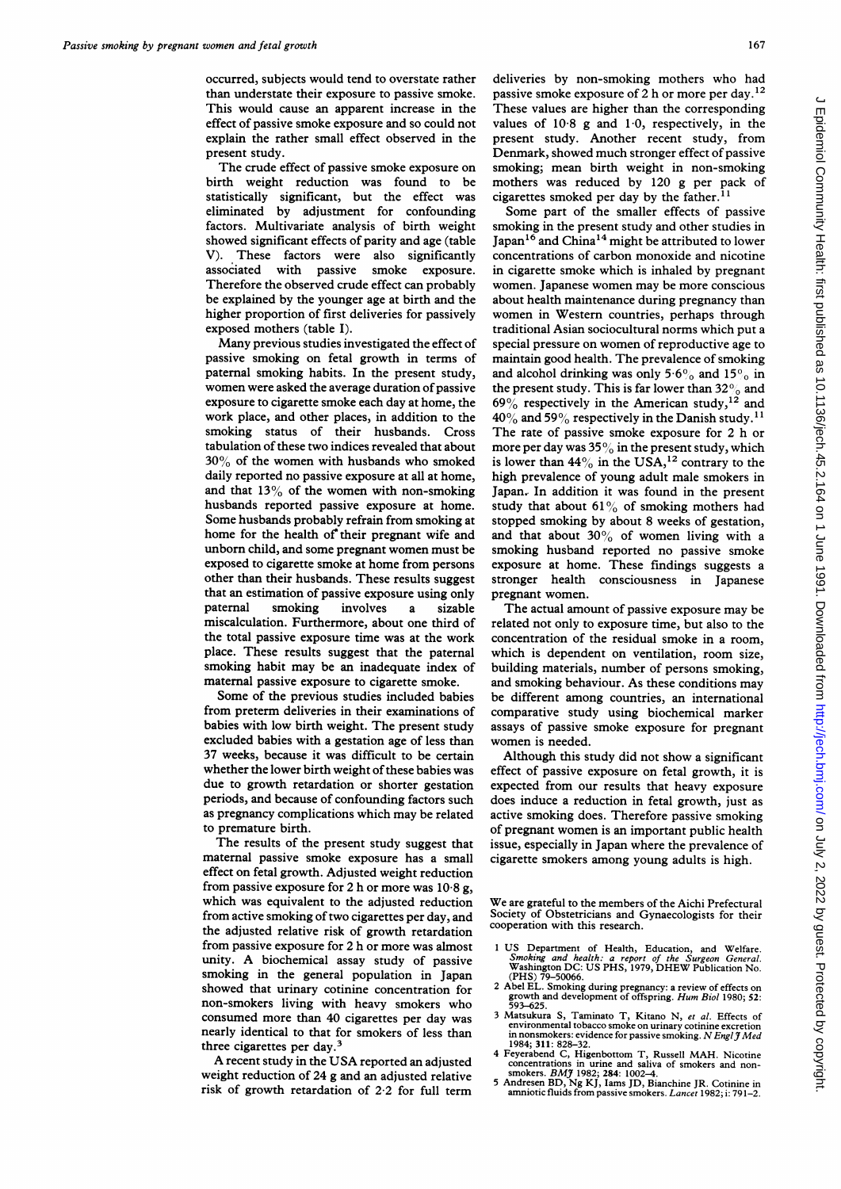occurred, subjects would tend to overstate rather than understate their exposure to passive smoke. This would cause an apparent increase in the effect of passive smoke exposure and so could not explain the rather small effect observed in the present study.

The crude effect of passive smoke exposure on birth weight reduction was found to be statistically significant, but the effect was eliminated by adjustment for confounding factors. Multivariate analysis of birth weight showed significant effects of parity and age (table V). These factors were also significantly associated with passive smoke exposure. Therefore the observed crude effect can probably be explained by the younger age at birth and the higher proportion of first deliveries for passively exposed mothers (table I).

Many previous studies investigated the effect of passive smoking on fetal growth in terms of paternal smoking habits. In the present study, women were asked the average duration of passive exposure to cigarette smoke each day at home, the work place, and other places, in addition to the smoking status of their husbands. Cross tabulation of these two indices revealed that about 30% of the women with husbands who smoked daily reported no passive exposure at all at home, and that 13% of the women with non-smoking husbands reported passive exposure at home. Some husbands probably refrain from smoking at home for the health of their pregnant wife and unborn child, and some pregnant women must be exposed to cigarette smoke at home from persons other than their husbands. These results suggest that an estimation of passive exposure using only paternal smoking involves a sizable miscalculation. Furthermore, about one third of the total passive exposure time was at the work place. These results suggest that the paternal smoking habit may be an inadequate index of maternal passive exposure to cigarette smoke.

Some of the previous studies included babies from preterm deliveries in their examinations of babies with low birth weight. The present study excluded babies with a gestation age of less than 37 weeks, because it was difficult to be certain whether the lower birth weight of these babies was due to growth retardation or shorter gestation periods, and because of confounding factors such as pregnancy complications which may be related to premature birth.

The results of the present study suggest that maternal passive smoke exposure has a small effect on fetal growth. Adjusted weight reduction from passive exposure for 2 h or more was 10·8 g, which was equivalent to the adjusted reduction from active smoking of two cigarettes per day, and the adjusted relative risk of growth retardation from passive exposure for 2 h or more was almost unity. A biochemical assay study of passive smoking in the general population in Japan showed that urinary cotinine concentration for non-smokers living with heavy smokers who consumed more than 40 cigarettes per day was nearly identical to that for smokers of less than three cigarettes per day.[3]

A recent study in the USA reported an adjusted weight reduction of 24 g and an adjusted relative risk of growth retardation of 2·2 for full term deliveries by non-smoking mothers who had passive smoke exposure of 2 h or more per day.[12] These values are higher than the corresponding values of 10·8 g and 1·0, respectively, in the present study. Another recent study, from Denmark, showed much stronger effect of passive smoking; mean birth weight in non-smoking mothers was reduced by 120 g per pack of cigarettes smoked per day by the father.[11]

Some part of the smaller effects of passive smoking in the present study and other studies in Japan[16] and China[14] might be attributed to lower concentrations of carbon monoxide and nicotine in cigarette smoke which is inhaled by pregnant women. Japanese women may be more conscious about health maintenance during pregnancy than women in Western countries, perhaps through traditional Asian sociocultural norms which put a special pressure on women of reproductive age to maintain good health. The prevalence of smoking and alcohol drinking was only 5·6% and 15% in the present study. This is far lower than 32% and 69% respectively in the American study,[12] and 40% and 59% respectively in the Danish study.[11] The rate of passive smoke exposure for 2 h or more per day was 35% in the present study, which is lower than 44% in the USA,[12] contrary to the high prevalence of young adult male smokers in Japan. In addition it was found in the present study that about 61% of smoking mothers had stopped smoking by about 8 weeks of gestation, and that about 30% of women living with a smoking husband reported no passive smoke exposure at home. These findings suggests a stronger health consciousness in Japanese pregnant women.

The actual amount of passive exposure may be related not only to exposure time, but also to the concentration of the residual smoke in a room, which is dependent on ventilation, room size, building materials, number of persons smoking, and smoking behaviour. As these conditions may be different among countries, an international comparative study using biochemical marker assays of passive smoke exposure for pregnant women is needed.

Although this study did not show a significant effect of passive exposure on fetal growth, it is expected from our results that heavy exposure does induce a reduction in fetal growth, just as active smoking does. Therefore passive smoking of pregnant women is an important public health issue, especially in Japan where the prevalence of cigarette smokers among young adults is high.

We are grateful to the members of the Aichi Prefectural Society of Obstetricians and Gynaecologists for their cooperation with this research.

1 US Department of Health, Education, and Welfare. *Smoking and health: a report of the Surgeon General.* Washington DC: US PHS, 1979, DHEW Publication No. (PHS) 79–50066.
2 Abel EL. Smoking during pregnancy: a review of effects on growth and development of offspring. *Hum Biol* 1980; 52: 593–625.
3 Matsukura S, Taminato T, Kitano N, *et al.* Effects of environmental tobacco smoke on urinary cotinine excretion in nonsmokers: evidence for passive smoking. *N Engl J Med* 1984; 311: 828–32.
4 Feyerabend C, Higenbottom T, Russell MAH. Nicotine concentrations in urine and saliva of smokers and non-smokers. *BMJ* 1982; 284: 1002–4.
5 Andresen BD, Ng KJ, Iams JD, Bianchine JR. Cotinine in amniotic fluids from passive smokers. *Lancet* 1982; i: 791–2.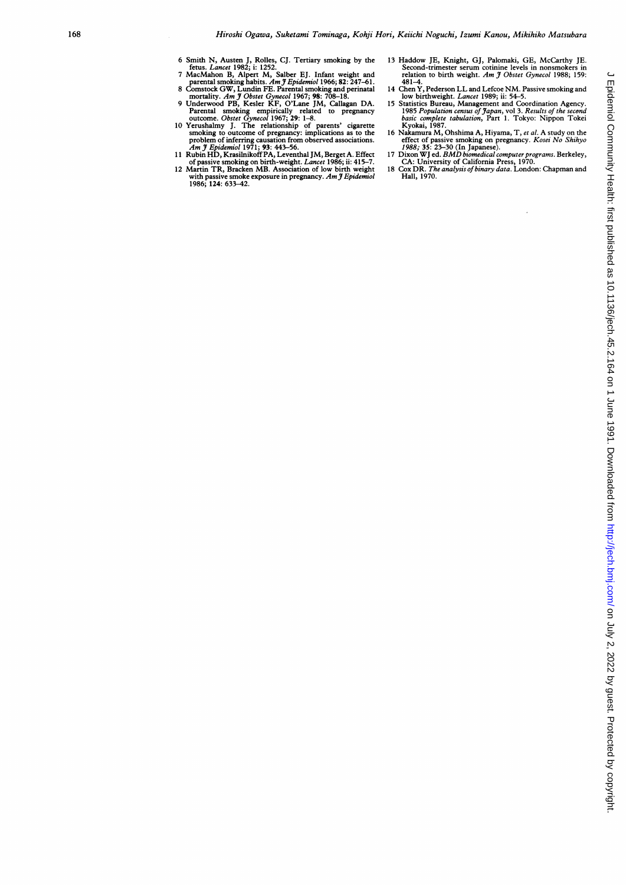6 Smith N, Austen J, Rolles, CJ. Tertiary smoking by the fetus. *Lancet* 1982; i: 1252.

7 MacMahon B, Alpert M, Salber EJ. Infant weight and parental smoking habits. *Am J Epidemiol* 1966; **82**: 247–61.

8 Comstock GW, Lundin FE. Parental smoking and perinatal mortality. *Am J Obstet Gynecol* 1967; **98**: 708–18.

9 Underwood PB, Kesler KF, O'Lane JM, Callagan DA. Parental smoking empirically related to pregnancy outcome. *Obstet Gynecol* 1967; **29**: 1–8.

10 Yerushalmy J. The relationship of parents' cigarette smoking to outcome of pregnancy: implications as to the problem of inferring causation from observed associations. *Am J Epidemiol* 1971; **93**: 443–56.

11 Rubin HD, Krasilnikoff PA, Leventhal JM, Berget A. Effect of passive smoking on birth-weight. *Lancet* 1986; ii: 415–7.

12 Martin TR, Bracken MB. Association of low birth weight with passive smoke exposure in pregnancy. *Am J Epidemiol* 1986; **124**: 633–42.

13 Haddow JE, Knight, GJ, Palomaki, GE, McCarthy JE. Second-trimester serum cotinine levels in nonsmokers in relation to birth weight. *Am J Obstet Gynecol* 1988; **159**: 481–4.

14 Chen Y, Pederson LL and Lefcoe NM. Passive smoking and low birthweight. *Lancet* 1989; ii: 54–5.

15 Statistics Bureau, Management and Coordination Agency. 1985 *Population census of Japan*, vol 3. *Results of the second basic complete tabulation*, Part 1. Tokyo: Nippon Tokei Kyokai, 1987.

16 Nakamura M, Ohshima A, Hiyama, T, *et al*. A study on the effect of passive smoking on pregnancy. *Kosei No Shihyo 1988;* **35**: 23–30 (In Japanese).

17 Dixon WJ ed. *BMD biomedical computer programs*. Berkeley, CA: University of California Press, 1970.

18 Cox DR. *The analysis of binary data*. London: Chapman and Hall, 1970.